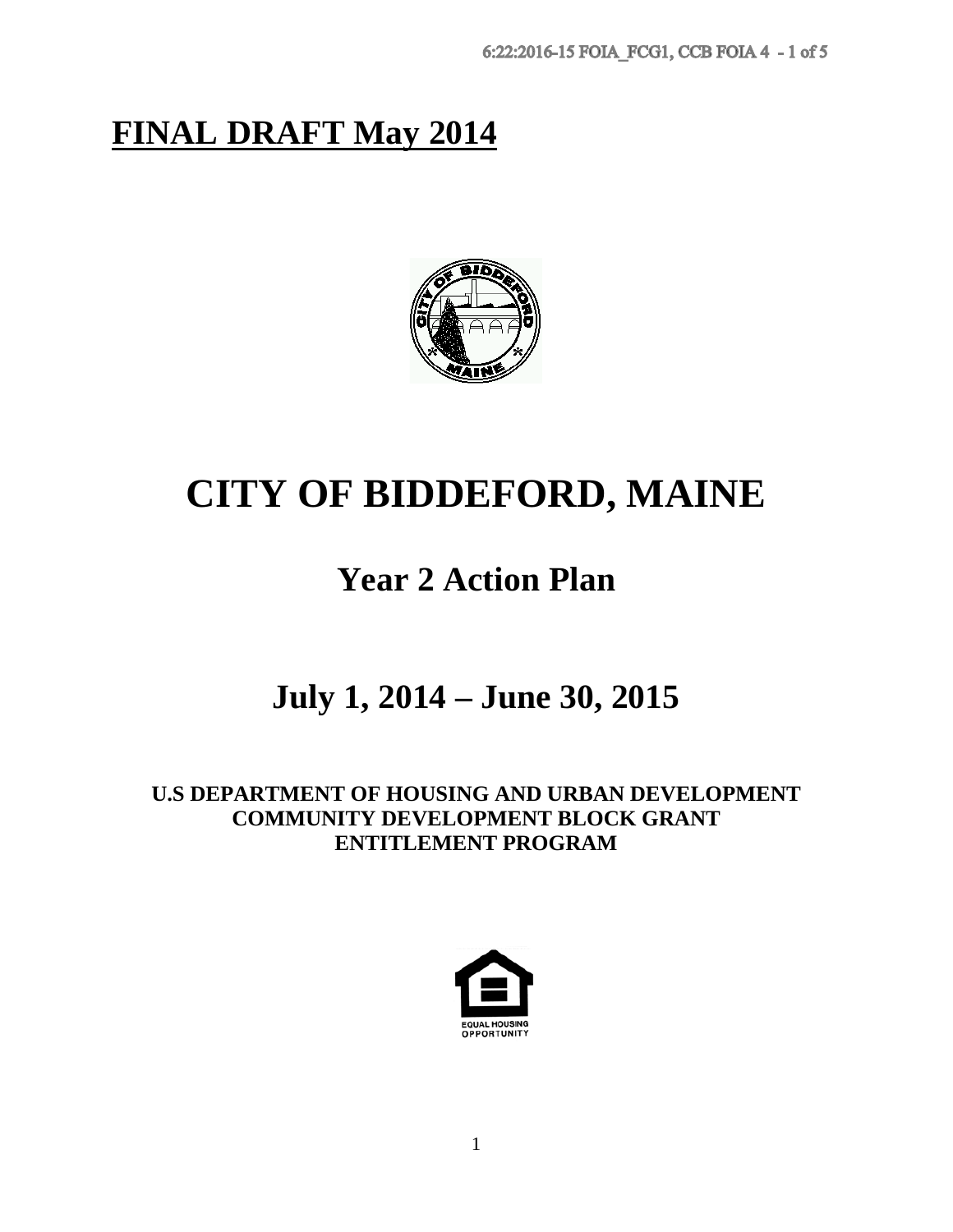**FINAL DRAFT May 2014**

# CITY OF BIDDEFORD, MAINE

## Year 2 Action Plan

## July 1, 2014 – June 30, 2015

**U.S DEPARTMENT OF HOUSING AND URBAN DEVELOPMENT**
**COMMUNITY DEVELOPMENT BLOCK GRANT**
**ENTITLEMENT PROGRAM**

EQUAL HOUSING OPPORTUNITY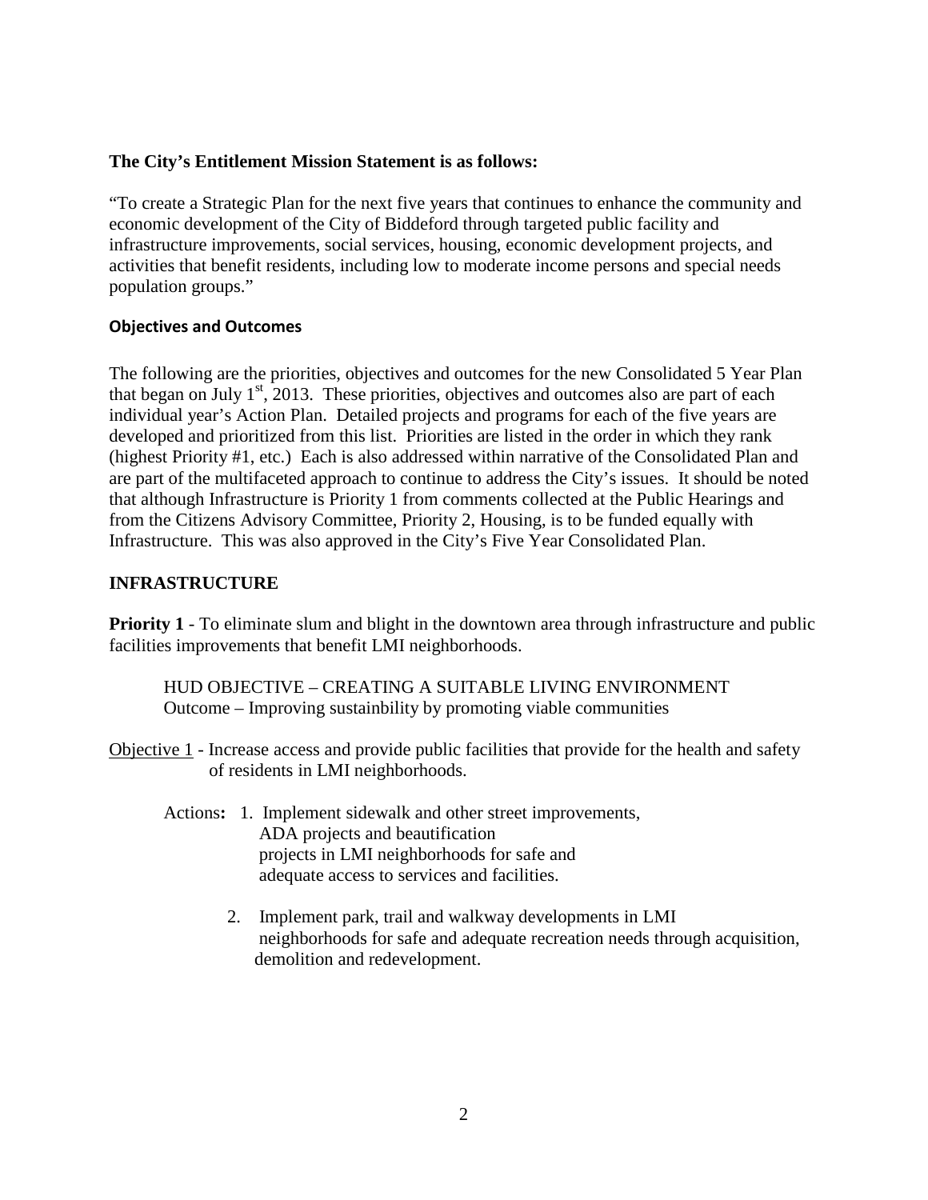**The City's Entitlement Mission Statement is as follows:**

"To create a Strategic Plan for the next five years that continues to enhance the community and economic development of the City of Biddeford through targeted public facility and infrastructure improvements, social services, housing, economic development projects, and activities that benefit residents, including low to moderate income persons and special needs population groups."

**Objectives and Outcomes**

The following are the priorities, objectives and outcomes for the new Consolidated 5 Year Plan that began on July 1st, 2013. These priorities, objectives and outcomes also are part of each individual year's Action Plan. Detailed projects and programs for each of the five years are developed and prioritized from this list. Priorities are listed in the order in which they rank (highest Priority #1, etc.) Each is also addressed within narrative of the Consolidated Plan and are part of the multifaceted approach to continue to address the City's issues. It should be noted that although Infrastructure is Priority 1 from comments collected at the Public Hearings and from the Citizens Advisory Committee, Priority 2, Housing, is to be funded equally with Infrastructure. This was also approved in the City's Five Year Consolidated Plan.

## INFRASTRUCTURE

**Priority 1** - To eliminate slum and blight in the downtown area through infrastructure and public facilities improvements that benefit LMI neighborhoods.

HUD OBJECTIVE – CREATING A SUITABLE LIVING ENVIRONMENT
Outcome – Improving sustainbility by promoting viable communities

Objective 1 - Increase access and provide public facilities that provide for the health and safety of residents in LMI neighborhoods.

**Actions:**

1. Implement sidewalk and other street improvements, ADA projects and beautification projects in LMI neighborhoods for safe and adequate access to services and facilities.
2. Implement park, trail and walkway developments in LMI neighborhoods for safe and adequate recreation needs through acquisition, demolition and redevelopment.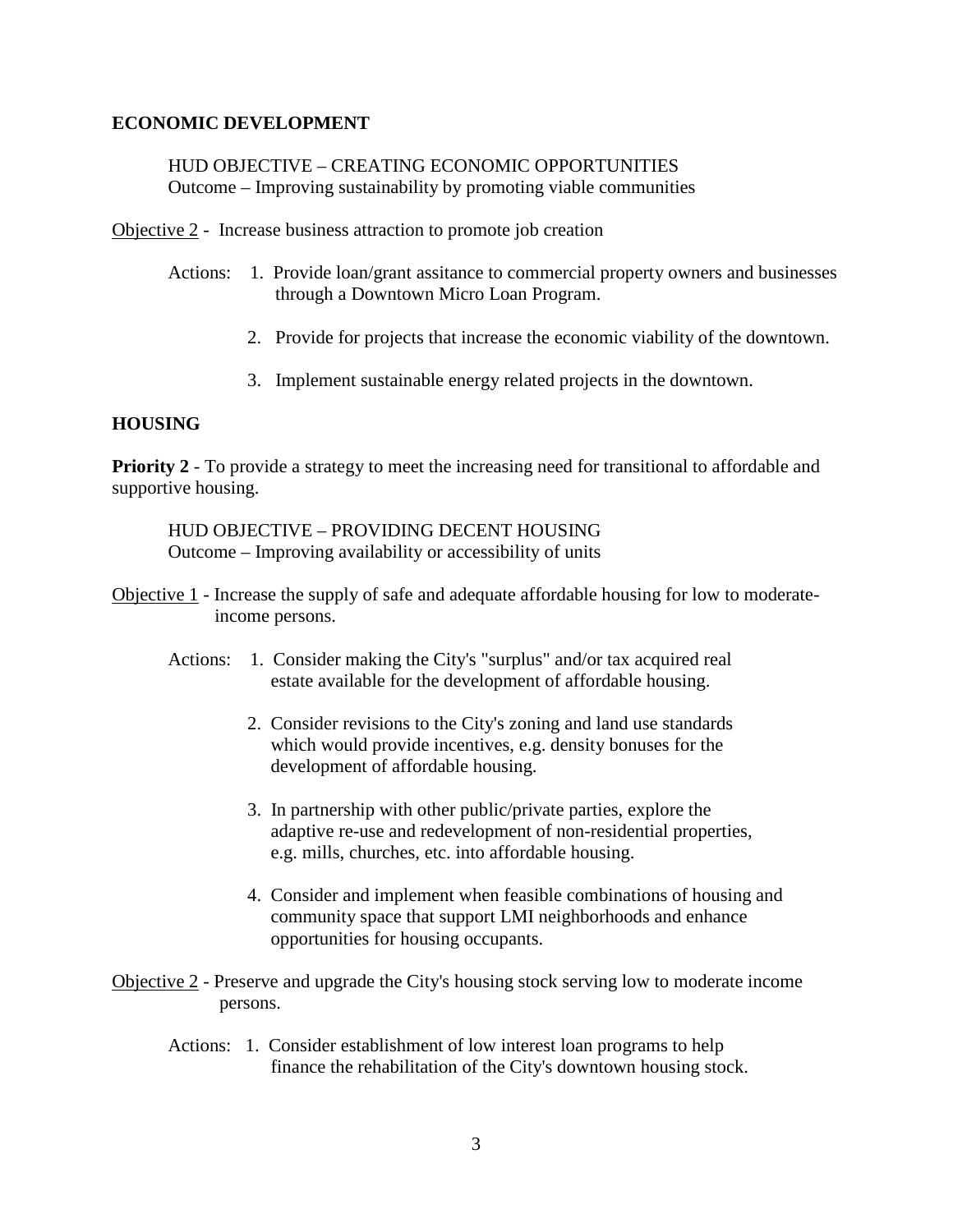**ECONOMIC DEVELOPMENT**

HUD OBJECTIVE – CREATING ECONOMIC OPPORTUNITIES
Outcome – Improving sustainability by promoting viable communities

Objective 2 - Increase business attraction to promote job creation

Actions:

1. Provide loan/grant assitance to commercial property owners and businesses through a Downtown Micro Loan Program.
2. Provide for projects that increase the economic viability of the downtown.
3. Implement sustainable energy related projects in the downtown.

**HOUSING**

**Priority 2** - To provide a strategy to meet the increasing need for transitional to affordable and supportive housing.

HUD OBJECTIVE – PROVIDING DECENT HOUSING
Outcome – Improving availability or accessibility of units

Objective 1 - Increase the supply of safe and adequate affordable housing for low to moderate-income persons.

Actions:

1. Consider making the City's "surplus" and/or tax acquired real estate available for the development of affordable housing.
2. Consider revisions to the City's zoning and land use standards which would provide incentives, e.g. density bonuses for the development of affordable housing.
3. In partnership with other public/private parties, explore the adaptive re-use and redevelopment of non-residential properties, e.g. mills, churches, etc. into affordable housing.
4. Consider and implement when feasible combinations of housing and community space that support LMI neighborhoods and enhance opportunities for housing occupants.

Objective 2 - Preserve and upgrade the City's housing stock serving low to moderate income persons.

Actions:

1. Consider establishment of low interest loan programs to help finance the rehabilitation of the City's downtown housing stock.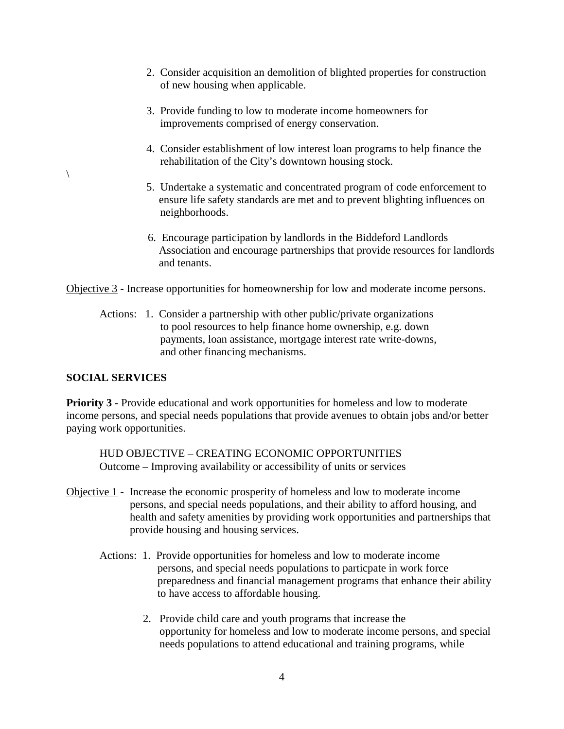2. Consider acquisition an demolition of blighted properties for construction of new housing when applicable.

3. Provide funding to low to moderate income homeowners for improvements comprised of energy conservation.

4. Consider establishment of low interest loan programs to help finance the rehabilitation of the City's downtown housing stock.

\

5. Undertake a systematic and concentrated program of code enforcement to ensure life safety standards are met and to prevent blighting influences on neighborhoods.

6. Encourage participation by landlords in the Biddeford Landlords Association and encourage partnerships that provide resources for landlords and tenants.

<u>Objective 3</u> - Increase opportunities for homeownership for low and moderate income persons.

Actions: 1. Consider a partnership with other public/private organizations to pool resources to help finance home ownership, e.g. down payments, loan assistance, mortgage interest rate write-downs, and other financing mechanisms.

**SOCIAL SERVICES**

**Priority 3** - Provide educational and work opportunities for homeless and low to moderate income persons, and special needs populations that provide avenues to obtain jobs and/or better paying work opportunities.

HUD OBJECTIVE – CREATING ECONOMIC OPPORTUNITIES
Outcome – Improving availability or accessibility of units or services

<u>Objective 1</u> - Increase the economic prosperity of homeless and low to moderate income persons, and special needs populations, and their ability to afford housing, and health and safety amenities by providing work opportunities and partnerships that provide housing and housing services.

Actions: 1. Provide opportunities for homeless and low to moderate income persons, and special needs populations to particpate in work force preparedness and financial management programs that enhance their ability to have access to affordable housing.

2. Provide child care and youth programs that increase the opportunity for homeless and low to moderate income persons, and special needs populations to attend educational and training programs, while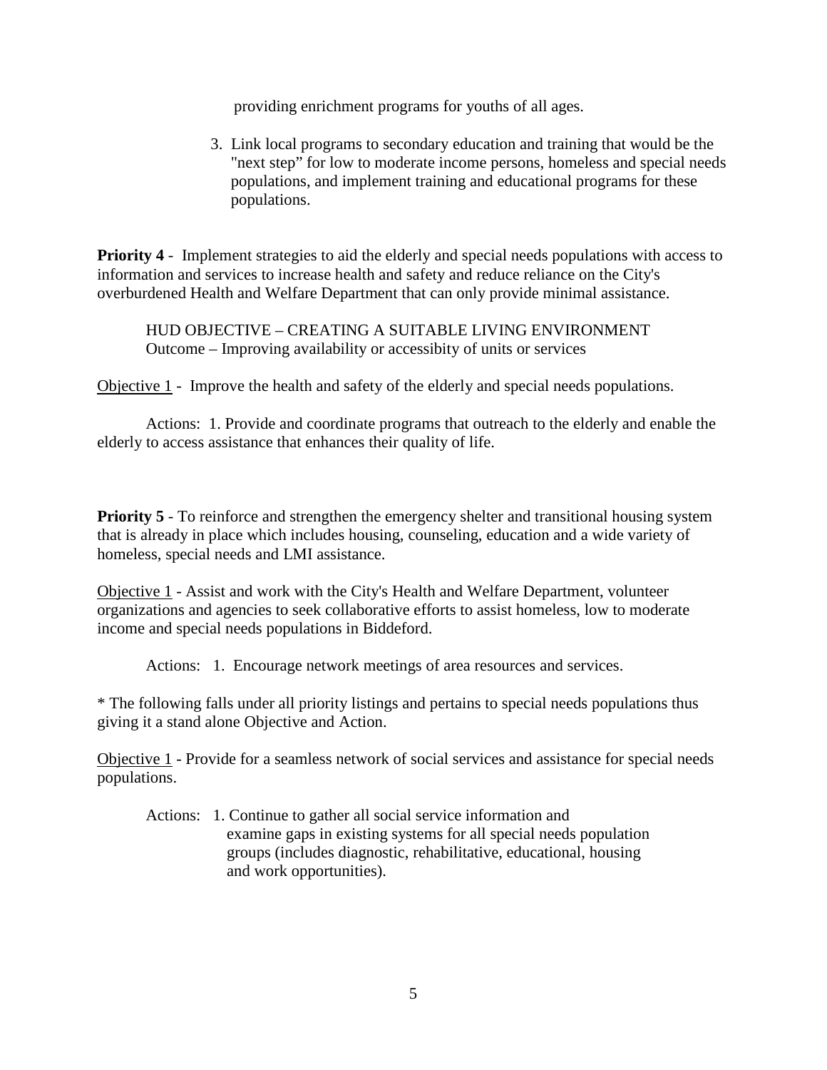providing enrichment programs for youths of all ages.

3. Link local programs to secondary education and training that would be the "next step" for low to moderate income persons, homeless and special needs populations, and implement training and educational programs for these populations.

**Priority 4** - Implement strategies to aid the elderly and special needs populations with access to information and services to increase health and safety and reduce reliance on the City's overburdened Health and Welfare Department that can only provide minimal assistance.

HUD OBJECTIVE – CREATING A SUITABLE LIVING ENVIRONMENT
Outcome – Improving availability or accessibity of units or services

<u>Objective 1</u> - Improve the health and safety of the elderly and special needs populations.

Actions: 1. Provide and coordinate programs that outreach to the elderly and enable the elderly to access assistance that enhances their quality of life.

**Priority 5** - To reinforce and strengthen the emergency shelter and transitional housing system that is already in place which includes housing, counseling, education and a wide variety of homeless, special needs and LMI assistance.

<u>Objective 1</u> - Assist and work with the City's Health and Welfare Department, volunteer organizations and agencies to seek collaborative efforts to assist homeless, low to moderate income and special needs populations in Biddeford.

Actions: 1. Encourage network meetings of area resources and services.

* The following falls under all priority listings and pertains to special needs populations thus giving it a stand alone Objective and Action.

<u>Objective 1</u> - Provide for a seamless network of social services and assistance for special needs populations.

Actions: 1. Continue to gather all social service information and examine gaps in existing systems for all special needs population groups (includes diagnostic, rehabilitative, educational, housing and work opportunities).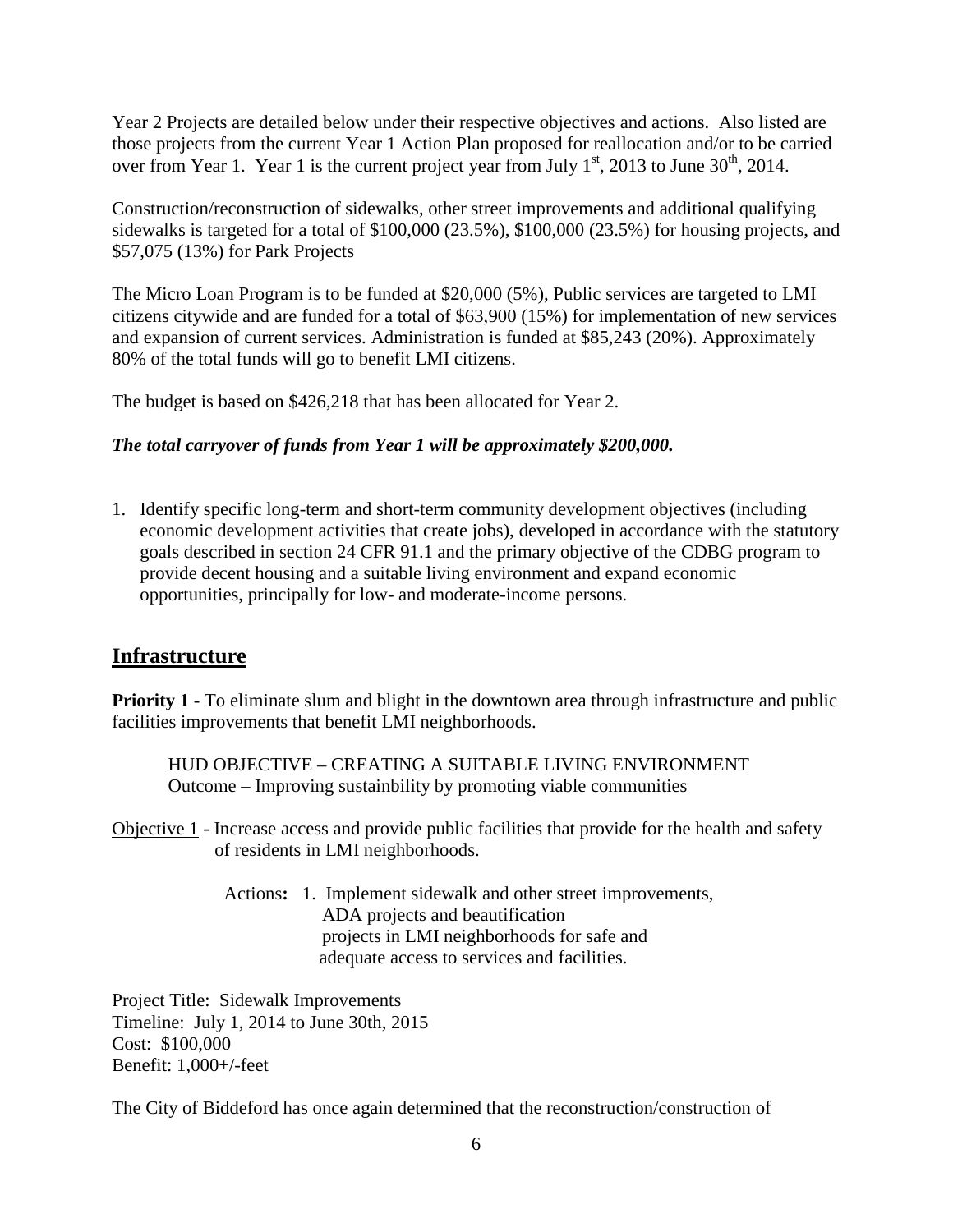Year 2 Projects are detailed below under their respective objectives and actions. Also listed are those projects from the current Year 1 Action Plan proposed for reallocation and/or to be carried over from Year 1. Year 1 is the current project year from July 1st, 2013 to June 30th, 2014.

Construction/reconstruction of sidewalks, other street improvements and additional qualifying sidewalks is targeted for a total of $100,000 (23.5%), $100,000 (23.5%) for housing projects, and $57,075 (13%) for Park Projects

The Micro Loan Program is to be funded at $20,000 (5%), Public services are targeted to LMI citizens citywide and are funded for a total of $63,900 (15%) for implementation of new services and expansion of current services. Administration is funded at $85,243 (20%). Approximately 80% of the total funds will go to benefit LMI citizens.

The budget is based on $426,218 that has been allocated for Year 2.

***The total carryover of funds from Year 1 will be approximately $200,000.***

1. Identify specific long-term and short-term community development objectives (including economic development activities that create jobs), developed in accordance with the statutory goals described in section 24 CFR 91.1 and the primary objective of the CDBG program to provide decent housing and a suitable living environment and expand economic opportunities, principally for low- and moderate-income persons.

## Infrastructure

**Priority 1** - To eliminate slum and blight in the downtown area through infrastructure and public facilities improvements that benefit LMI neighborhoods.

HUD OBJECTIVE – CREATING A SUITABLE LIVING ENVIRONMENT
Outcome – Improving sustainbility by promoting viable communities

Objective 1 - Increase access and provide public facilities that provide for the health and safety of residents in LMI neighborhoods.

Actions**:** 1. Implement sidewalk and other street improvements, ADA projects and beautification projects in LMI neighborhoods for safe and adequate access to services and facilities.

Project Title: Sidewalk Improvements
Timeline: July 1, 2014 to June 30th, 2015
Cost: $100,000
Benefit: 1,000+/-feet

The City of Biddeford has once again determined that the reconstruction/construction of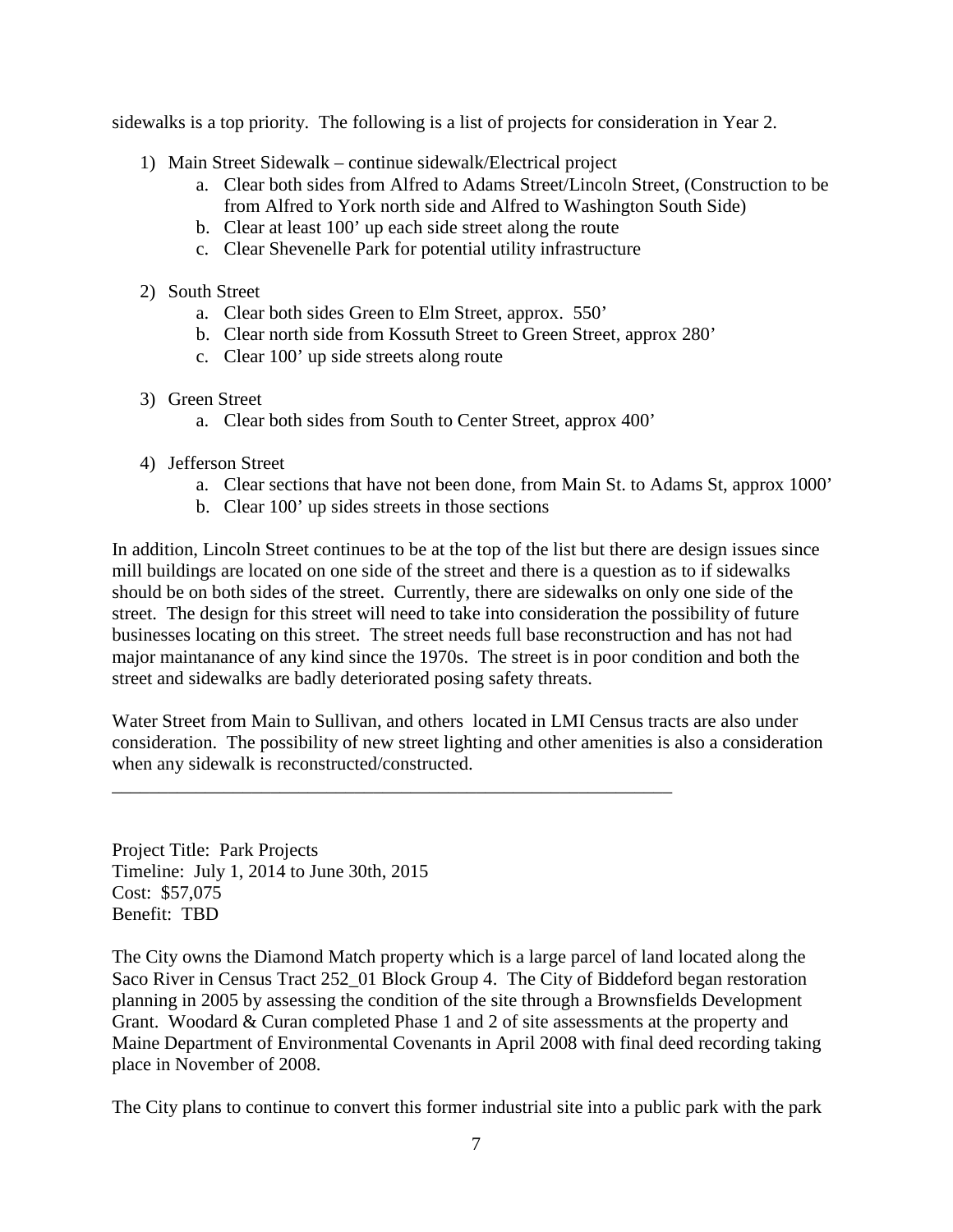sidewalks is a top priority. The following is a list of projects for consideration in Year 2.

1) Main Street Sidewalk – continue sidewalk/Electrical project
   a. Clear both sides from Alfred to Adams Street/Lincoln Street, (Construction to be from Alfred to York north side and Alfred to Washington South Side)
   b. Clear at least 100' up each side street along the route
   c. Clear Shevenelle Park for potential utility infrastructure

2) South Street
   a. Clear both sides Green to Elm Street, approx. 550'
   b. Clear north side from Kossuth Street to Green Street, approx 280'
   c. Clear 100' up side streets along route

3) Green Street
   a. Clear both sides from South to Center Street, approx 400'

4) Jefferson Street
   a. Clear sections that have not been done, from Main St. to Adams St, approx 1000'
   b. Clear 100' up sides streets in those sections

In addition, Lincoln Street continues to be at the top of the list but there are design issues since mill buildings are located on one side of the street and there is a question as to if sidewalks should be on both sides of the street. Currently, there are sidewalks on only one side of the street. The design for this street will need to take into consideration the possibility of future businesses locating on this street. The street needs full base reconstruction and has not had major maintanance of any kind since the 1970s. The street is in poor condition and both the street and sidewalks are badly deteriorated posing safety threats.

Water Street from Main to Sullivan, and others located in LMI Census tracts are also under consideration. The possibility of new street lighting and other amenities is also a consideration when any sidewalk is reconstructed/constructed.

---

Project Title: Park Projects
Timeline: July 1, 2014 to June 30th, 2015
Cost: $57,075
Benefit: TBD

The City owns the Diamond Match property which is a large parcel of land located along the Saco River in Census Tract 252_01 Block Group 4. The City of Biddeford began restoration planning in 2005 by assessing the condition of the site through a Brownsfields Development Grant. Woodard & Curan completed Phase 1 and 2 of site assessments at the property and Maine Department of Environmental Covenants in April 2008 with final deed recording taking place in November of 2008.

The City plans to continue to convert this former industrial site into a public park with the park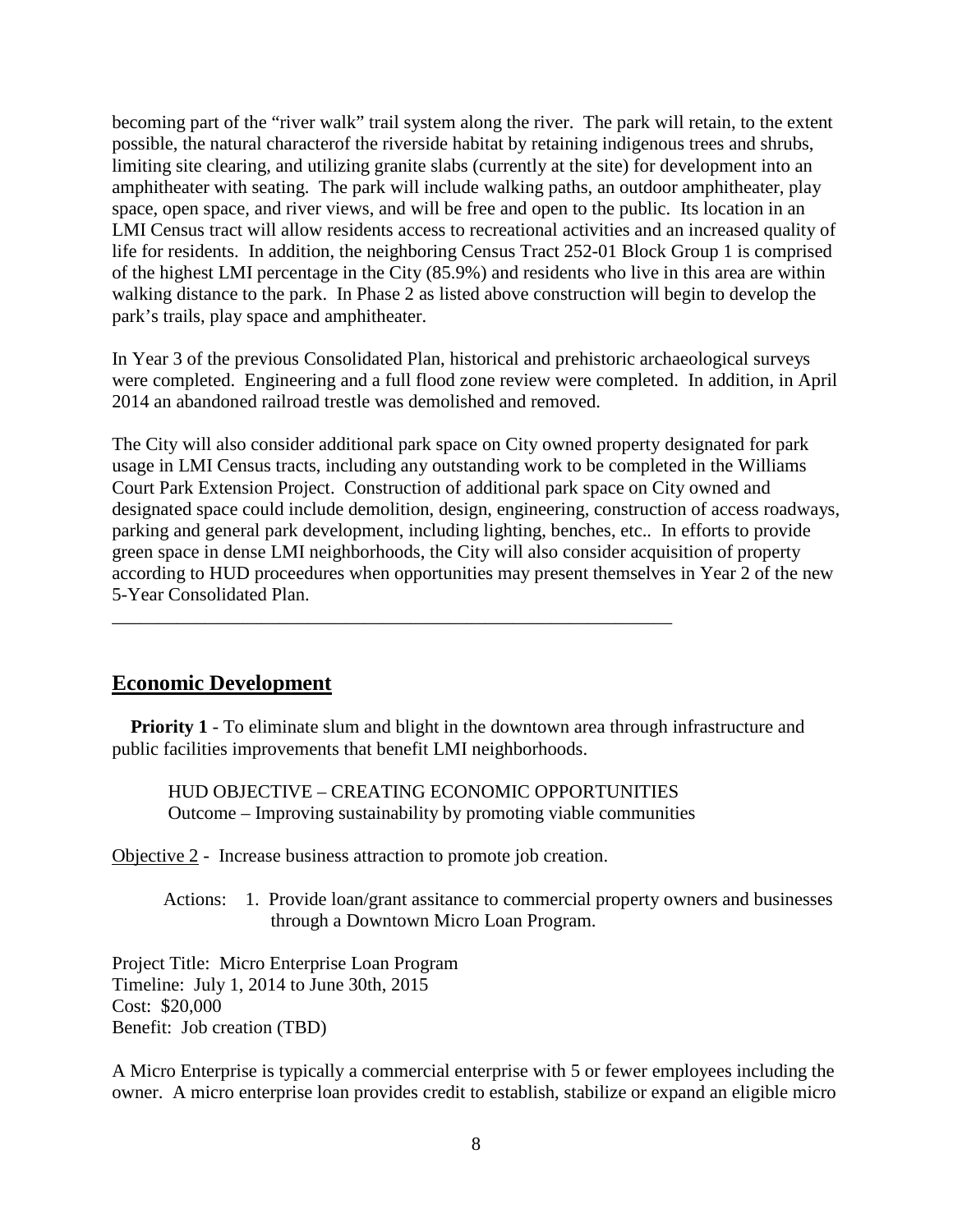becoming part of the "river walk" trail system along the river. The park will retain, to the extent possible, the natural characterof the riverside habitat by retaining indigenous trees and shrubs, limiting site clearing, and utilizing granite slabs (currently at the site) for development into an amphitheater with seating. The park will include walking paths, an outdoor amphitheater, play space, open space, and river views, and will be free and open to the public. Its location in an LMI Census tract will allow residents access to recreational activities and an increased quality of life for residents. In addition, the neighboring Census Tract 252-01 Block Group 1 is comprised of the highest LMI percentage in the City (85.9%) and residents who live in this area are within walking distance to the park. In Phase 2 as listed above construction will begin to develop the park's trails, play space and amphitheater.

In Year 3 of the previous Consolidated Plan, historical and prehistoric archaeological surveys were completed. Engineering and a full flood zone review were completed. In addition, in April 2014 an abandoned railroad trestle was demolished and removed.

The City will also consider additional park space on City owned property designated for park usage in LMI Census tracts, including any outstanding work to be completed in the Williams Court Park Extension Project. Construction of additional park space on City owned and designated space could include demolition, design, engineering, construction of access roadways, parking and general park development, including lighting, benches, etc.. In efforts to provide green space in dense LMI neighborhoods, the City will also consider acquisition of property according to HUD proceedures when opportunities may present themselves in Year 2 of the new 5-Year Consolidated Plan.

---

## Economic Development

**Priority 1** - To eliminate slum and blight in the downtown area through infrastructure and public facilities improvements that benefit LMI neighborhoods.

HUD OBJECTIVE – CREATING ECONOMIC OPPORTUNITIES
Outcome – Improving sustainability by promoting viable communities

Objective 2 - Increase business attraction to promote job creation.

Actions: 1. Provide loan/grant assitance to commercial property owners and businesses through a Downtown Micro Loan Program.

Project Title: Micro Enterprise Loan Program
Timeline: July 1, 2014 to June 30th, 2015
Cost: $20,000
Benefit: Job creation (TBD)

A Micro Enterprise is typically a commercial enterprise with 5 or fewer employees including the owner. A micro enterprise loan provides credit to establish, stabilize or expand an eligible micro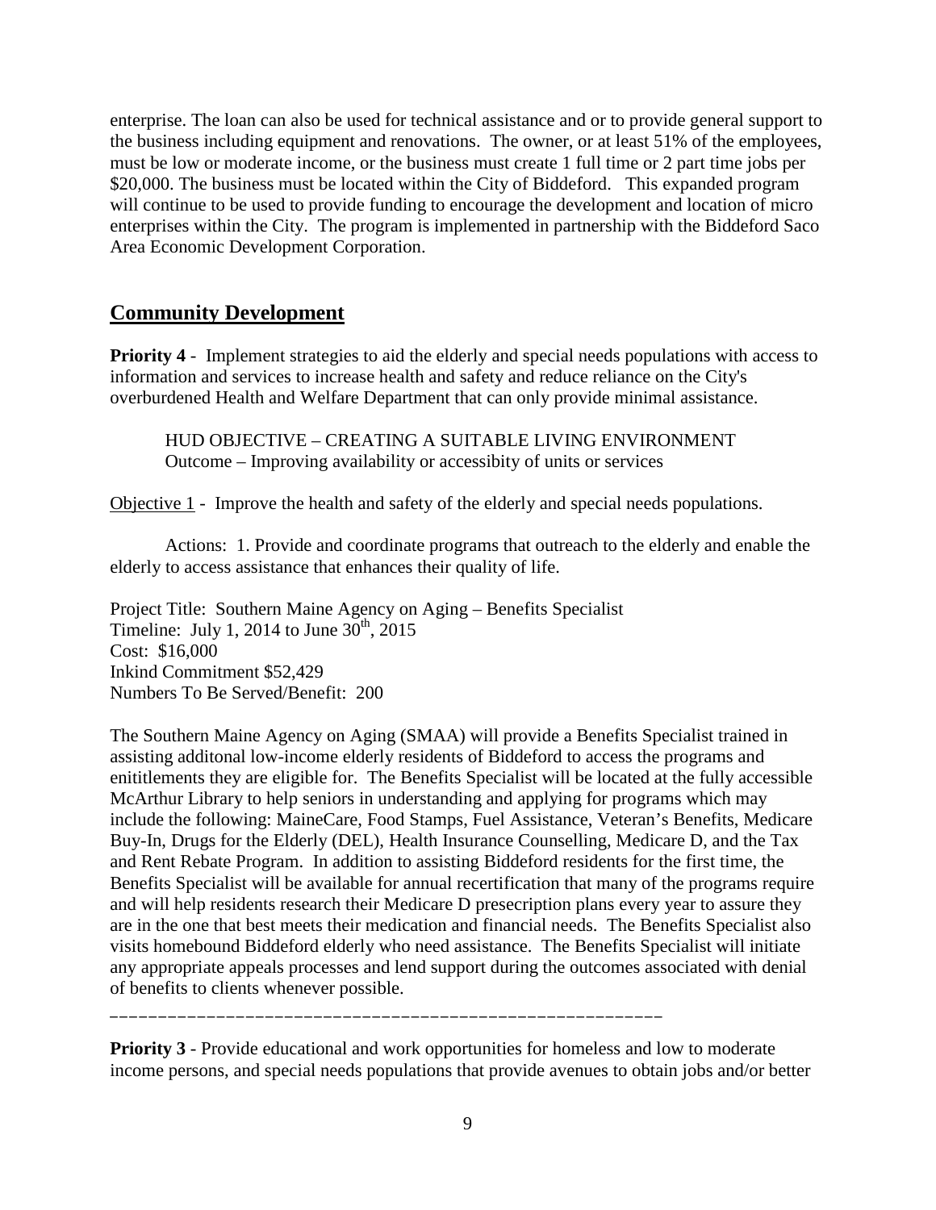enterprise. The loan can also be used for technical assistance and or to provide general support to the business including equipment and renovations. The owner, or at least 51% of the employees, must be low or moderate income, or the business must create 1 full time or 2 part time jobs per \$20,000. The business must be located within the City of Biddeford. This expanded program will continue to be used to provide funding to encourage the development and location of micro enterprises within the City. The program is implemented in partnership with the Biddeford Saco Area Economic Development Corporation.

## Community Development

**Priority 4** - Implement strategies to aid the elderly and special needs populations with access to information and services to increase health and safety and reduce reliance on the City's overburdened Health and Welfare Department that can only provide minimal assistance.

> HUD OBJECTIVE – CREATING A SUITABLE LIVING ENVIRONMENT
> Outcome – Improving availability or accessibity of units or services

Objective 1 - Improve the health and safety of the elderly and special needs populations.

Actions: 1. Provide and coordinate programs that outreach to the elderly and enable the elderly to access assistance that enhances their quality of life.

Project Title: Southern Maine Agency on Aging – Benefits Specialist
Timeline: July 1, 2014 to June 30th, 2015
Cost: \$16,000
Inkind Commitment \$52,429
Numbers To Be Served/Benefit: 200

The Southern Maine Agency on Aging (SMAA) will provide a Benefits Specialist trained in assisting additonal low-income elderly residents of Biddeford to access the programs and enititlements they are eligible for. The Benefits Specialist will be located at the fully accessible McArthur Library to help seniors in understanding and applying for programs which may include the following: MaineCare, Food Stamps, Fuel Assistance, Veteran's Benefits, Medicare Buy-In, Drugs for the Elderly (DEL), Health Insurance Counselling, Medicare D, and the Tax and Rent Rebate Program. In addition to assisting Biddeford residents for the first time, the Benefits Specialist will be available for annual recertification that many of the programs require and will help residents research their Medicare D presecription plans every year to assure they are in the one that best meets their medication and financial needs. The Benefits Specialist also visits homebound Biddeford elderly who need assistance. The Benefits Specialist will initiate any appropriate appeals processes and lend support during the outcomes associated with denial of benefits to clients whenever possible.

---

**Priority 3** - Provide educational and work opportunities for homeless and low to moderate income persons, and special needs populations that provide avenues to obtain jobs and/or better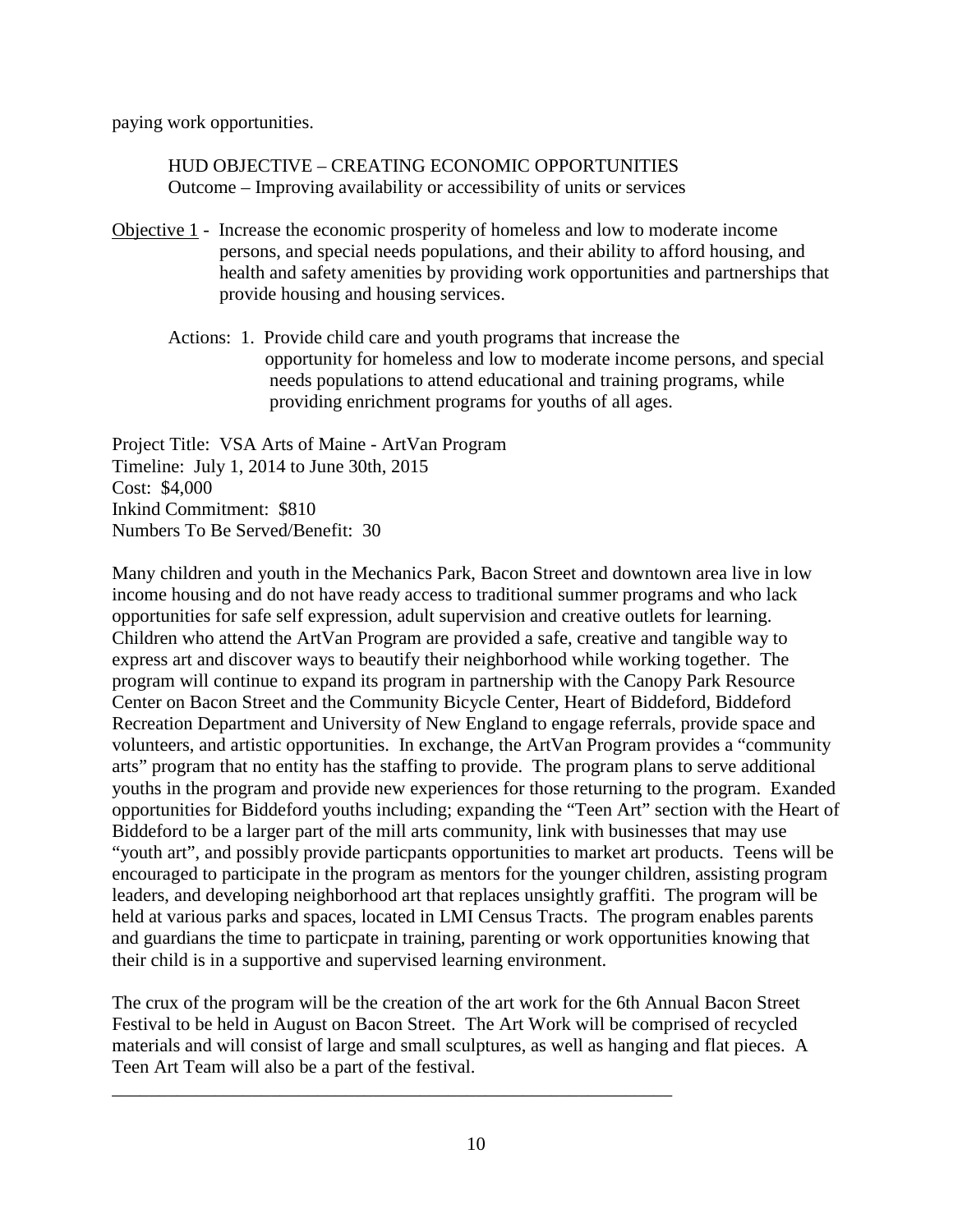paying work opportunities.

HUD OBJECTIVE – CREATING ECONOMIC OPPORTUNITIES
Outcome – Improving availability or accessibility of units or services

Objective 1 - Increase the economic prosperity of homeless and low to moderate income persons, and special needs populations, and their ability to afford housing, and health and safety amenities by providing work opportunities and partnerships that provide housing and housing services.

Actions: 1. Provide child care and youth programs that increase the opportunity for homeless and low to moderate income persons, and special needs populations to attend educational and training programs, while providing enrichment programs for youths of all ages.

Project Title: VSA Arts of Maine - ArtVan Program
Timeline: July 1, 2014 to June 30th, 2015
Cost: $4,000
Inkind Commitment: $810
Numbers To Be Served/Benefit: 30

Many children and youth in the Mechanics Park, Bacon Street and downtown area live in low income housing and do not have ready access to traditional summer programs and who lack opportunities for safe self expression, adult supervision and creative outlets for learning. Children who attend the ArtVan Program are provided a safe, creative and tangible way to express art and discover ways to beautify their neighborhood while working together. The program will continue to expand its program in partnership with the Canopy Park Resource Center on Bacon Street and the Community Bicycle Center, Heart of Biddeford, Biddeford Recreation Department and University of New England to engage referrals, provide space and volunteers, and artistic opportunities. In exchange, the ArtVan Program provides a "community arts" program that no entity has the staffing to provide. The program plans to serve additional youths in the program and provide new experiences for those returning to the program. Exanded opportunities for Biddeford youths including; expanding the "Teen Art" section with the Heart of Biddeford to be a larger part of the mill arts community, link with businesses that may use "youth art", and possibly provide particpants opportunities to market art products. Teens will be encouraged to participate in the program as mentors for the younger children, assisting program leaders, and developing neighborhood art that replaces unsightly graffiti. The program will be held at various parks and spaces, located in LMI Census Tracts. The program enables parents and guardians the time to particpate in training, parenting or work opportunities knowing that their child is in a supportive and supervised learning environment.

The crux of the program will be the creation of the art work for the 6th Annual Bacon Street Festival to be held in August on Bacon Street. The Art Work will be comprised of recycled materials and will consist of large and small sculptures, as well as hanging and flat pieces. A Teen Art Team will also be a part of the festival.

---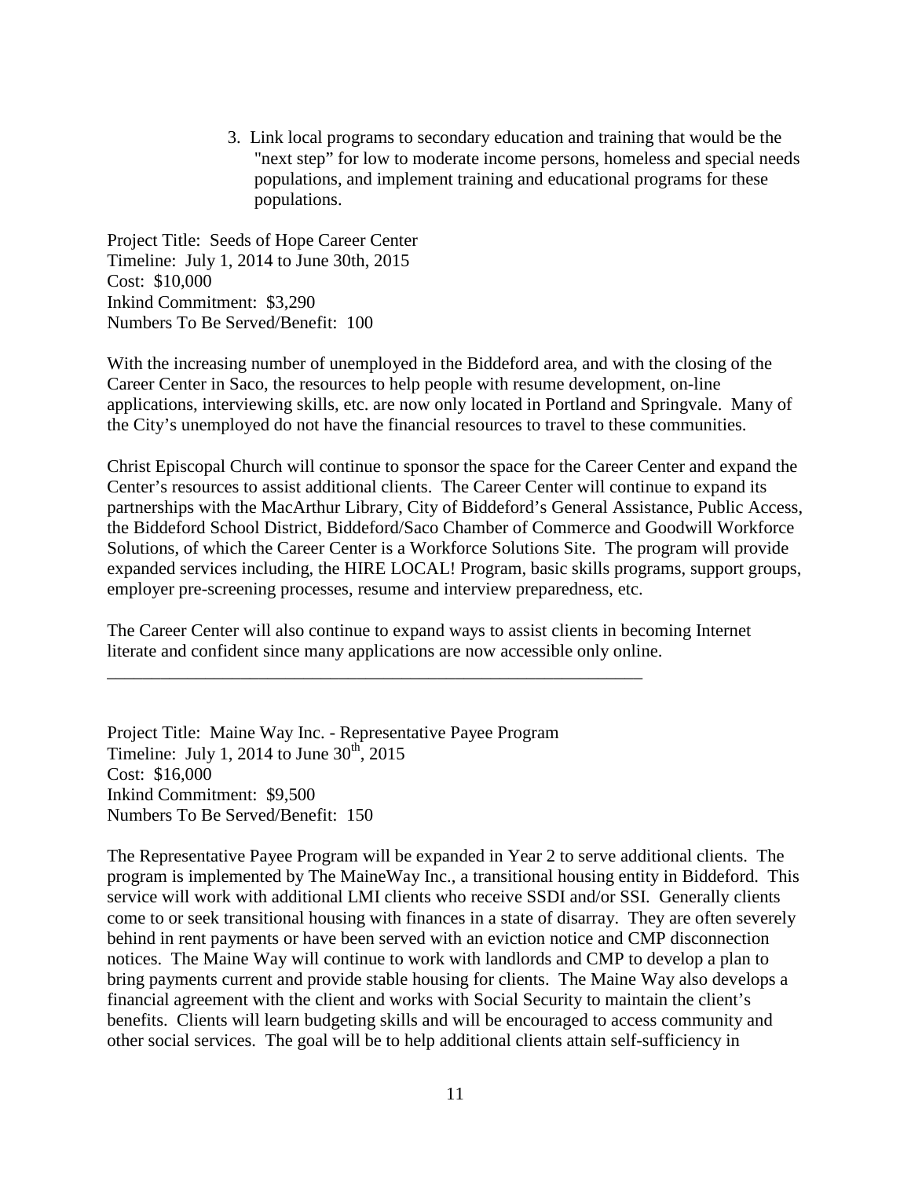3. Link local programs to secondary education and training that would be the "next step" for low to moderate income persons, homeless and special needs populations, and implement training and educational programs for these populations.

Project Title: Seeds of Hope Career Center
Timeline: July 1, 2014 to June 30th, 2015
Cost: $10,000
Inkind Commitment: $3,290
Numbers To Be Served/Benefit: 100

With the increasing number of unemployed in the Biddeford area, and with the closing of the Career Center in Saco, the resources to help people with resume development, on-line applications, interviewing skills, etc. are now only located in Portland and Springvale. Many of the City's unemployed do not have the financial resources to travel to these communities.

Christ Episcopal Church will continue to sponsor the space for the Career Center and expand the Center's resources to assist additional clients. The Career Center will continue to expand its partnerships with the MacArthur Library, City of Biddeford's General Assistance, Public Access, the Biddeford School District, Biddeford/Saco Chamber of Commerce and Goodwill Workforce Solutions, of which the Career Center is a Workforce Solutions Site. The program will provide expanded services including, the HIRE LOCAL! Program, basic skills programs, support groups, employer pre-screening processes, resume and interview preparedness, etc.

The Career Center will also continue to expand ways to assist clients in becoming Internet literate and confident since many applications are now accessible only online.

---

Project Title: Maine Way Inc. - Representative Payee Program
Timeline: July 1, 2014 to June 30th, 2015
Cost: $16,000
Inkind Commitment: $9,500
Numbers To Be Served/Benefit: 150

The Representative Payee Program will be expanded in Year 2 to serve additional clients. The program is implemented by The MaineWay Inc., a transitional housing entity in Biddeford. This service will work with additional LMI clients who receive SSDI and/or SSI. Generally clients come to or seek transitional housing with finances in a state of disarray. They are often severely behind in rent payments or have been served with an eviction notice and CMP disconnection notices. The Maine Way will continue to work with landlords and CMP to develop a plan to bring payments current and provide stable housing for clients. The Maine Way also develops a financial agreement with the client and works with Social Security to maintain the client's benefits. Clients will learn budgeting skills and will be encouraged to access community and other social services. The goal will be to help additional clients attain self-sufficiency in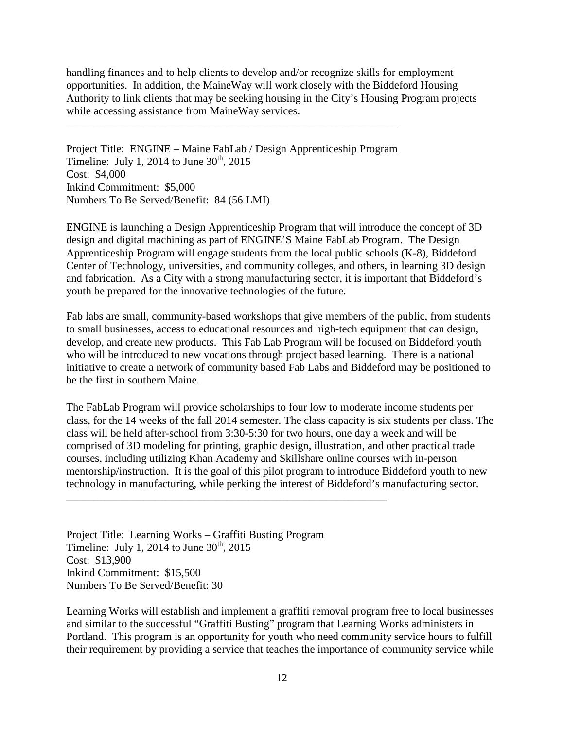handling finances and to help clients to develop and/or recognize skills for employment opportunities. In addition, the MaineWay will work closely with the Biddeford Housing Authority to link clients that may be seeking housing in the City's Housing Program projects while accessing assistance from MaineWay services.

---

Project Title: ENGINE – Maine FabLab / Design Apprenticeship Program
Timeline: July 1, 2014 to June 30th, 2015
Cost: $4,000
Inkind Commitment: $5,000
Numbers To Be Served/Benefit: 84 (56 LMI)

ENGINE is launching a Design Apprenticeship Program that will introduce the concept of 3D design and digital machining as part of ENGINE'S Maine FabLab Program. The Design Apprenticeship Program will engage students from the local public schools (K-8), Biddeford Center of Technology, universities, and community colleges, and others, in learning 3D design and fabrication. As a City with a strong manufacturing sector, it is important that Biddeford's youth be prepared for the innovative technologies of the future.

Fab labs are small, community-based workshops that give members of the public, from students to small businesses, access to educational resources and high-tech equipment that can design, develop, and create new products. This Fab Lab Program will be focused on Biddeford youth who will be introduced to new vocations through project based learning. There is a national initiative to create a network of community based Fab Labs and Biddeford may be positioned to be the first in southern Maine.

The FabLab Program will provide scholarships to four low to moderate income students per class, for the 14 weeks of the fall 2014 semester. The class capacity is six students per class. The class will be held after-school from 3:30-5:30 for two hours, one day a week and will be comprised of 3D modeling for printing, graphic design, illustration, and other practical trade courses, including utilizing Khan Academy and Skillshare online courses with in-person mentorship/instruction. It is the goal of this pilot program to introduce Biddeford youth to new technology in manufacturing, while perking the interest of Biddeford's manufacturing sector.

---

Project Title: Learning Works – Graffiti Busting Program
Timeline: July 1, 2014 to June 30th, 2015
Cost: $13,900
Inkind Commitment: $15,500
Numbers To Be Served/Benefit: 30

Learning Works will establish and implement a graffiti removal program free to local businesses and similar to the successful "Graffiti Busting" program that Learning Works administers in Portland. This program is an opportunity for youth who need community service hours to fulfill their requirement by providing a service that teaches the importance of community service while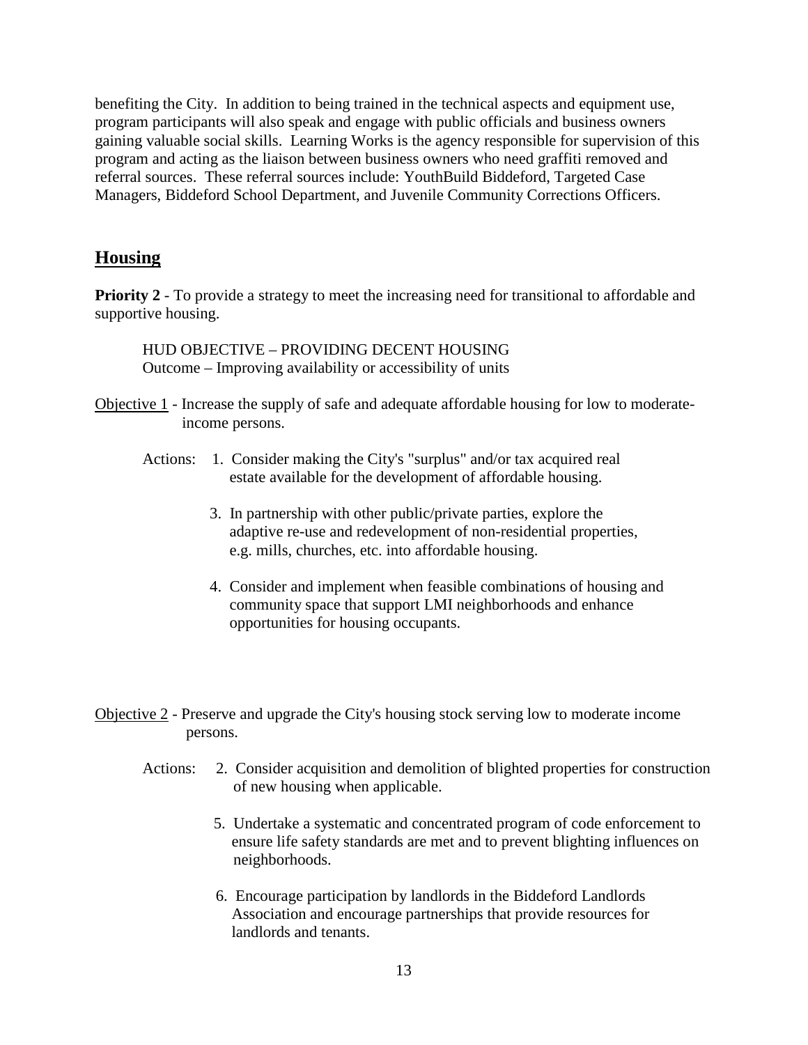benefiting the City. In addition to being trained in the technical aspects and equipment use, program participants will also speak and engage with public officials and business owners gaining valuable social skills. Learning Works is the agency responsible for supervision of this program and acting as the liaison between business owners who need graffiti removed and referral sources. These referral sources include: YouthBuild Biddeford, Targeted Case Managers, Biddeford School Department, and Juvenile Community Corrections Officers.

## Housing

**Priority 2** - To provide a strategy to meet the increasing need for transitional to affordable and supportive housing.

HUD OBJECTIVE – PROVIDING DECENT HOUSING
Outcome – Improving availability or accessibility of units

Objective 1 - Increase the supply of safe and adequate affordable housing for low to moderate-income persons.

Actions:

1. Consider making the City's "surplus" and/or tax acquired real estate available for the development of affordable housing.

3. In partnership with other public/private parties, explore the adaptive re-use and redevelopment of non-residential properties, e.g. mills, churches, etc. into affordable housing.

4. Consider and implement when feasible combinations of housing and community space that support LMI neighborhoods and enhance opportunities for housing occupants.

Objective 2 - Preserve and upgrade the City's housing stock serving low to moderate income persons.

Actions:

2. Consider acquisition and demolition of blighted properties for construction of new housing when applicable.

5. Undertake a systematic and concentrated program of code enforcement to ensure life safety standards are met and to prevent blighting influences on neighborhoods.

6. Encourage participation by landlords in the Biddeford Landlords Association and encourage partnerships that provide resources for landlords and tenants.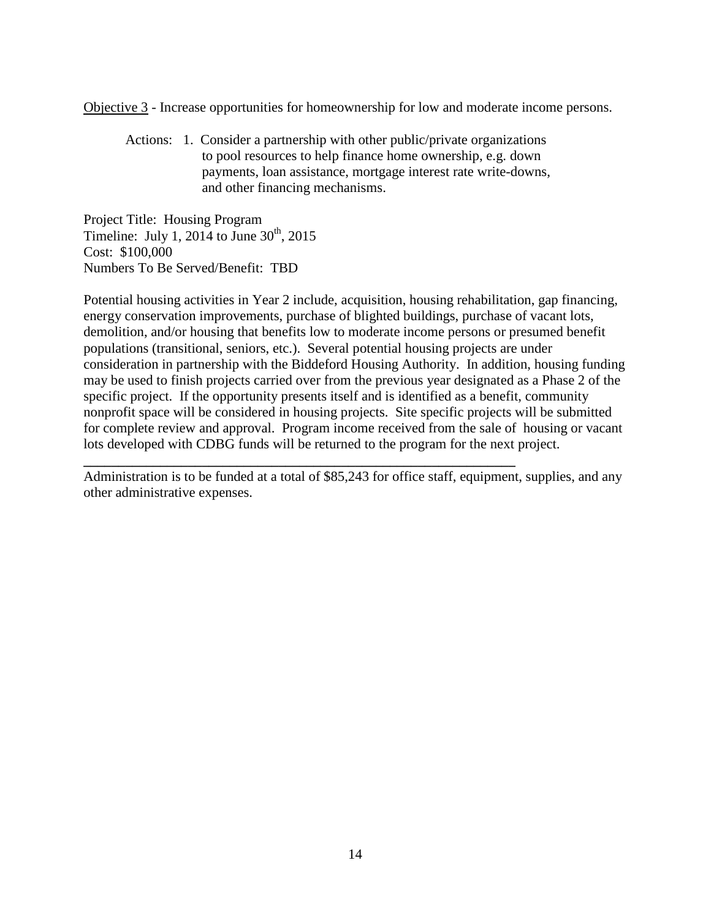Objective 3 - Increase opportunities for homeownership for low and moderate income persons.

Actions: 1. Consider a partnership with other public/private organizations to pool resources to help finance home ownership, e.g. down payments, loan assistance, mortgage interest rate write-downs, and other financing mechanisms.

Project Title: Housing Program
Timeline: July 1, 2014 to June 30th, 2015
Cost: $100,000
Numbers To Be Served/Benefit: TBD

Potential housing activities in Year 2 include, acquisition, housing rehabilitation, gap financing, energy conservation improvements, purchase of blighted buildings, purchase of vacant lots, demolition, and/or housing that benefits low to moderate income persons or presumed benefit populations (transitional, seniors, etc.). Several potential housing projects are under consideration in partnership with the Biddeford Housing Authority. In addition, housing funding may be used to finish projects carried over from the previous year designated as a Phase 2 of the specific project. If the opportunity presents itself and is identified as a benefit, community nonprofit space will be considered in housing projects. Site specific projects will be submitted for complete review and approval. Program income received from the sale of housing or vacant lots developed with CDBG funds will be returned to the program for the next project.

---

Administration is to be funded at a total of $85,243 for office staff, equipment, supplies, and any other administrative expenses.